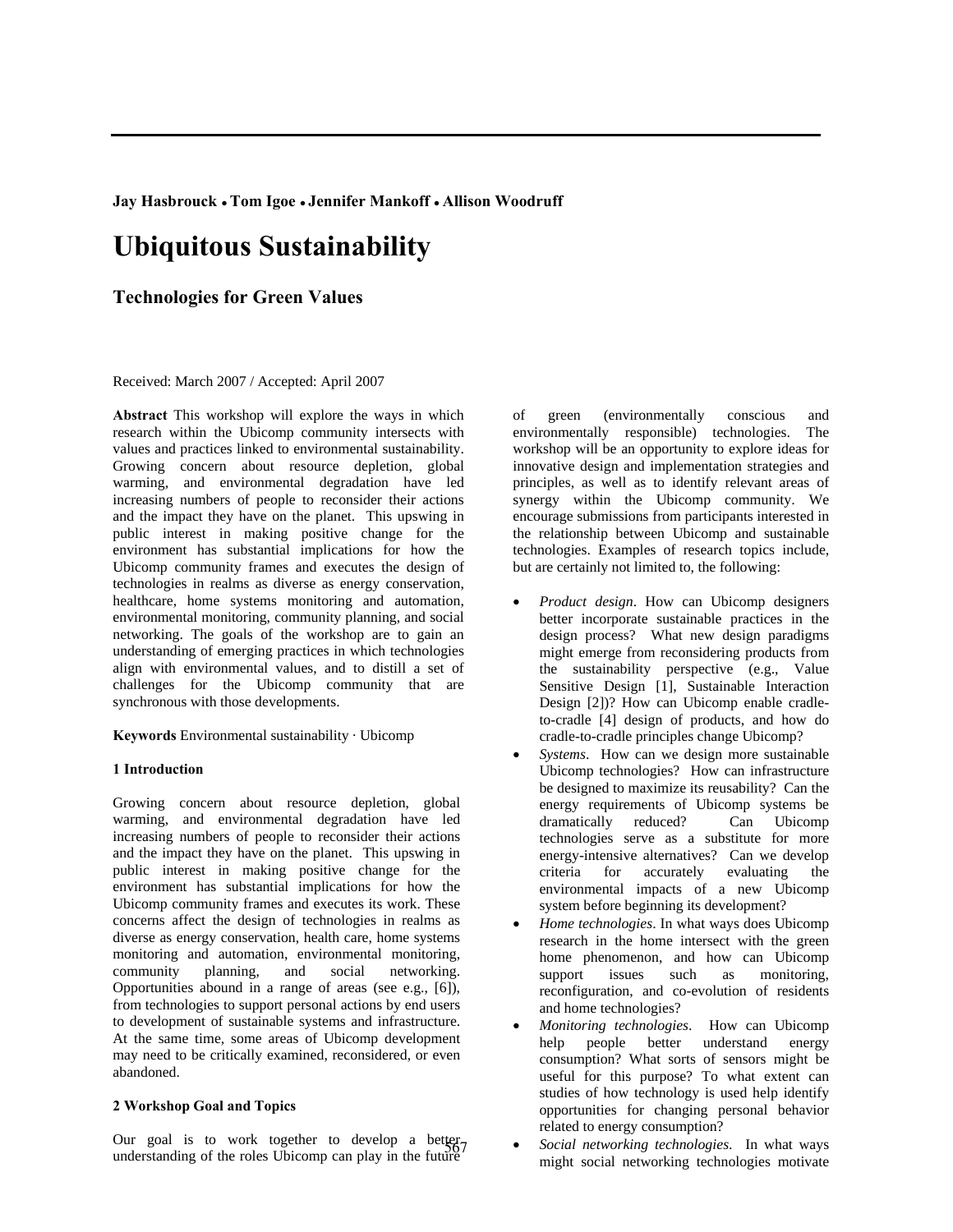**Jay Hasbrouck • Tom Igoe • Jennifer Mankoff • Allison Woodruff**

# Ubiquitous Sustainability

## Technologies for Green Values

Received: March 2007 / Accepted: April 2007

**Abstract** This workshop will explore the ways in which research within the Ubicomp community intersects with values and practices linked to environmental sustainability. Growing concern about resource depletion, global warming, and environmental degradation have led increasing numbers of people to reconsider their actions and the impact they have on the planet. This upswing in public interest in making positive change for the environment has substantial implications for how the Ubicomp community frames and executes the design of technologies in realms as diverse as energy conservation, healthcare, home systems monitoring and automation, environmental monitoring, community planning, and social networking. The goals of the workshop are to gain an understanding of emerging practices in which technologies align with environmental values, and to distill a set of challenges for the Ubicomp community that are synchronous with those developments.

**Keywords** Environmental sustainability · Ubicomp

### 1 Introduction

Growing concern about resource depletion, global warming, and environmental degradation have led increasing numbers of people to reconsider their actions and the impact they have on the planet. This upswing in public interest in making positive change for the environment has substantial implications for how the Ubicomp community frames and executes its work. These concerns affect the design of technologies in realms as diverse as energy conservation, health care, home systems monitoring and automation, environmental monitoring, community planning, and social networking. Opportunities abound in a range of areas (see e.g., [6]), from technologies to support personal actions by end users to development of sustainable systems and infrastructure. At the same time, some areas of Ubicomp development may need to be critically examined, reconsidered, or even abandoned.

### 2 Workshop Goal and Topics

Our goal is to work together to develop a better understanding of the roles Ubicomp can play in the future of green (environmentally conscious and environmentally responsible) technologies. The workshop will be an opportunity to explore ideas for innovative design and implementation strategies and principles, as well as to identify relevant areas of synergy within the Ubicomp community. We encourage submissions from participants interested in the relationship between Ubicomp and sustainable technologies. Examples of research topics include, but are certainly not limited to, the following:

- *Product design*. How can Ubicomp designers better incorporate sustainable practices in the design process? What new design paradigms might emerge from reconsidering products from the sustainability perspective (e.g., Value Sensitive Design [1], Sustainable Interaction Design [2])? How can Ubicomp enable cradle-to-cradle [4] design of products, and how do cradle-to-cradle principles change Ubicomp?
- *Systems*. How can we design more sustainable Ubicomp technologies? How can infrastructure be designed to maximize its reusability? Can the energy requirements of Ubicomp systems be dramatically reduced? Can Ubicomp technologies serve as a substitute for more energy-intensive alternatives? Can we develop criteria for accurately evaluating the environmental impacts of a new Ubicomp system before beginning its development?
- *Home technologies*. In what ways does Ubicomp research in the home intersect with the green home phenomenon, and how can Ubicomp support issues such as monitoring, reconfiguration, and co-evolution of residents and home technologies?
- *Monitoring technologies*. How can Ubicomp help people better understand energy consumption? What sorts of sensors might be useful for this purpose? To what extent can studies of how technology is used help identify opportunities for changing personal behavior related to energy consumption?
- *Social networking technologies*. In what ways might social networking technologies motivate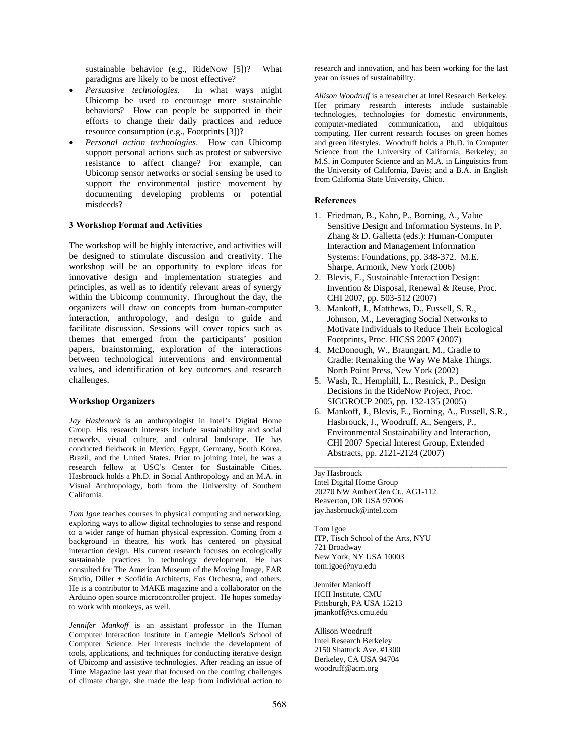sustainable behavior (e.g., RideNow [5])? What paradigms are likely to be most effective?

- *Persuasive technologies*. In what ways might Ubicomp be used to encourage more sustainable behaviors? How can people be supported in their efforts to change their daily practices and reduce resource consumption (e.g., Footprints [3])?
- *Personal action technologies*. How can Ubicomp support personal actions such as protest or subversive resistance to affect change? For example, can Ubicomp sensor networks or social sensing be used to support the environmental justice movement by documenting developing problems or potential misdeeds?

### 3 Workshop Format and Activities

The workshop will be highly interactive, and activities will be designed to stimulate discussion and creativity. The workshop will be an opportunity to explore ideas for innovative design and implementation strategies and principles, as well as to identify relevant areas of synergy within the Ubicomp community. Throughout the day, the organizers will draw on concepts from human-computer interaction, anthropology, and design to guide and facilitate discussion. Sessions will cover topics such as themes that emerged from the participants' position papers, brainstorming, exploration of the interactions between technological interventions and environmental values, and identification of key outcomes and research challenges.

### Workshop Organizers

*Jay Hasbrouck* is an anthropologist in Intel's Digital Home Group. His research interests include sustainability and social networks, visual culture, and cultural landscape. He has conducted fieldwork in Mexico, Egypt, Germany, South Korea, Brazil, and the United States. Prior to joining Intel, he was a research fellow at USC's Center for Sustainable Cities. Hasbrouck holds a Ph.D. in Social Anthropology and an M.A. in Visual Anthropology, both from the University of Southern California.

*Tom Igoe* teaches courses in physical computing and networking, exploring ways to allow digital technologies to sense and respond to a wider range of human physical expression. Coming from a background in theatre, his work has centered on physical interaction design. His current research focuses on ecologically sustainable practices in technology development. He has consulted for The American Museum of the Moving Image, EAR Studio, Diller + Scofidio Architects, Eos Orchestra, and others. He is a contributor to MAKE magazine and a collaborator on the Arduino open source microcontroller project. He hopes someday to work with monkeys, as well.

*Jennifer Mankoff* is an assistant professor in the Human Computer Interaction Institute in Carnegie Mellon's School of Computer Science. Her interests include the development of tools, applications, and techniques for conducting iterative design of Ubicomp and assistive technologies. After reading an issue of Time Magazine last year that focused on the coming challenges of climate change, she made the leap from individual action to research and innovation, and has been working for the last year on issues of sustainability.

*Allison Woodruff* is a researcher at Intel Research Berkeley. Her primary research interests include sustainable technologies, technologies for domestic environments, computer-mediated communication, and ubiquitous computing. Her current research focuses on green homes and green lifestyles. Woodruff holds a Ph.D. in Computer Science from the University of California, Berkeley; an M.S. in Computer Science and an M.A. in Linguistics from the University of California, Davis; and a B.A. in English from California State University, Chico.

### References

1. Friedman, B., Kahn, P., Borning, A., Value Sensitive Design and Information Systems. In P. Zhang & D. Galletta (eds.): Human-Computer Interaction and Management Information Systems: Foundations, pp. 348-372. M.E. Sharpe, Armonk, New York (2006)
2. Blevis, E., Sustainable Interaction Design: Invention & Disposal, Renewal & Reuse, Proc. CHI 2007, pp. 503-512 (2007)
3. Mankoff, J., Matthews, D., Fussell, S. R., Johnson, M., Leveraging Social Networks to Motivate Individuals to Reduce Their Ecological Footprints, Proc. HICSS 2007 (2007)
4. McDonough, W., Braungart, M., Cradle to Cradle: Remaking the Way We Make Things. North Point Press, New York (2002)
5. Wash, R., Hemphill, L., Resnick, P., Design Decisions in the RideNow Project, Proc. SIGGROUP 2005, pp. 132-135 (2005)
6. Mankoff, J., Blevis, E., Borning, A., Fussell, S.R., Hasbrouck, J., Woodruff, A., Sengers, P., Environmental Sustainability and Interaction, CHI 2007 Special Interest Group, Extended Abstracts, pp. 2121-2124 (2007)

---

Jay Hasbrouck
Intel Digital Home Group
20270 NW AmberGlen Ct., AG1-112
Beaverton, OR USA 97006
jay.hasbrouck@intel.com

Tom Igoe
ITP, Tisch School of the Arts, NYU
721 Broadway
New York, NY USA 10003
tom.igoe@nyu.edu

Jennifer Mankoff
HCII Institute, CMU
Pittsburgh, PA USA 15213
jmankoff@cs.cmu.edu

Allison Woodruff
Intel Research Berkeley
2150 Shattuck Ave. #1300
Berkeley, CA USA 94704
woodruff@acm.org